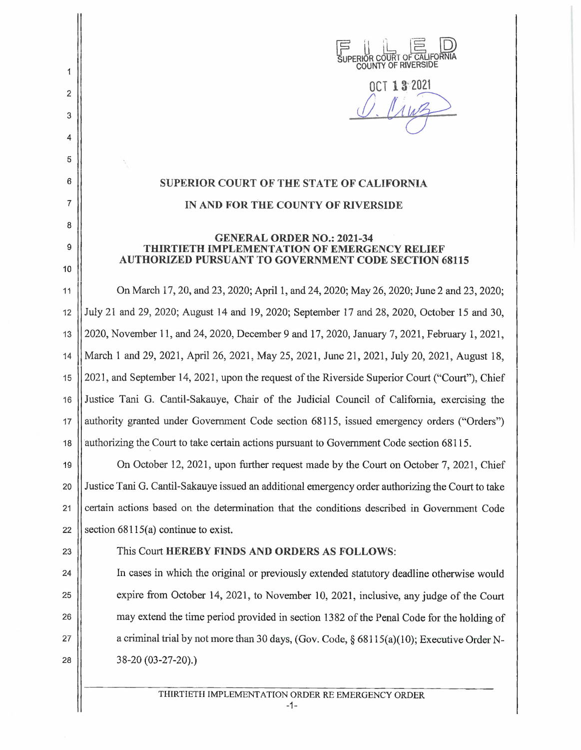FILED
SUPERIOR COURT OF CALIFORNIA
COUNTY OF RIVERSIDE

OCT 13 2021

D. Cruz

**SUPERIOR COURT OF THE STATE OF CALIFORNIA**

**IN AND FOR THE COUNTY OF RIVERSIDE**

**GENERAL ORDER NO.: 2021-34**
**THIRTIETH IMPLEMENTATION OF EMERGENCY RELIEF AUTHORIZED PURSUANT TO GOVERNMENT CODE SECTION 68115**

On March 17, 20, and 23, 2020; April 1, and 24, 2020; May 26, 2020; June 2 and 23, 2020; July 21 and 29, 2020; August 14 and 19, 2020; September 17 and 28, 2020, October 15 and 30, 2020, November 11, and 24, 2020, December 9 and 17, 2020, January 7, 2021, February 1, 2021, March 1 and 29, 2021, April 26, 2021, May 25, 2021, June 21, 2021, July 20, 2021, August 18, 2021, and September 14, 2021, upon the request of the Riverside Superior Court ("Court"), Chief Justice Tani G. Cantil-Sakauye, Chair of the Judicial Council of California, exercising the authority granted under Government Code section 68115, issued emergency orders ("Orders") authorizing the Court to take certain actions pursuant to Government Code section 68115.

On October 12, 2021, upon further request made by the Court on October 7, 2021, Chief Justice Tani G. Cantil-Sakauye issued an additional emergency order authorizing the Court to take certain actions based on the determination that the conditions described in Government Code section 68115(a) continue to exist.

This Court **HEREBY FINDS AND ORDERS AS FOLLOWS:**

In cases in which the original or previously extended statutory deadline otherwise would expire from October 14, 2021, to November 10, 2021, inclusive, any judge of the Court may extend the time period provided in section 1382 of the Penal Code for the holding of a criminal trial by not more than 30 days, (Gov. Code, § 68115(a)(10); Executive Order N-38-20 (03-27-20).)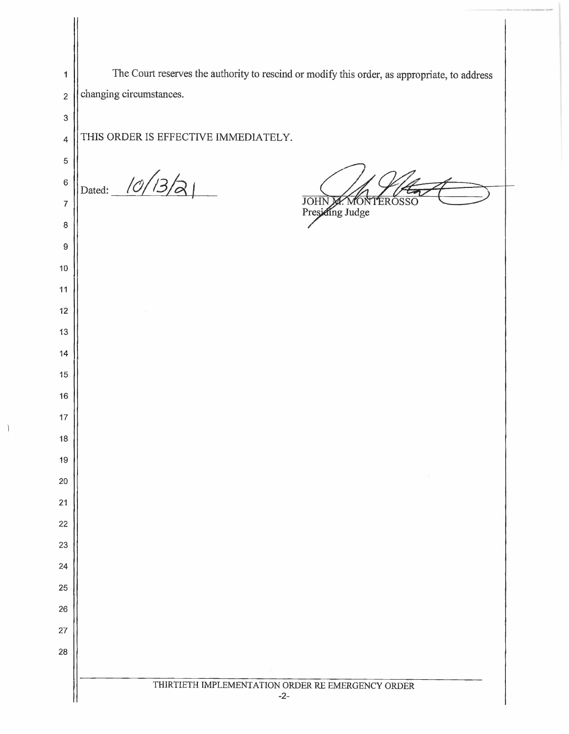The Court reserves the authority to rescind or modify this order, as appropriate, to address changing circumstances.

THIS ORDER IS EFFECTIVE IMMEDIATELY.

Dated: 10/13/21

JOHN M. MONTEROSSO
Presiding Judge

THIRTIETH IMPLEMENTATION ORDER RE EMERGENCY ORDER